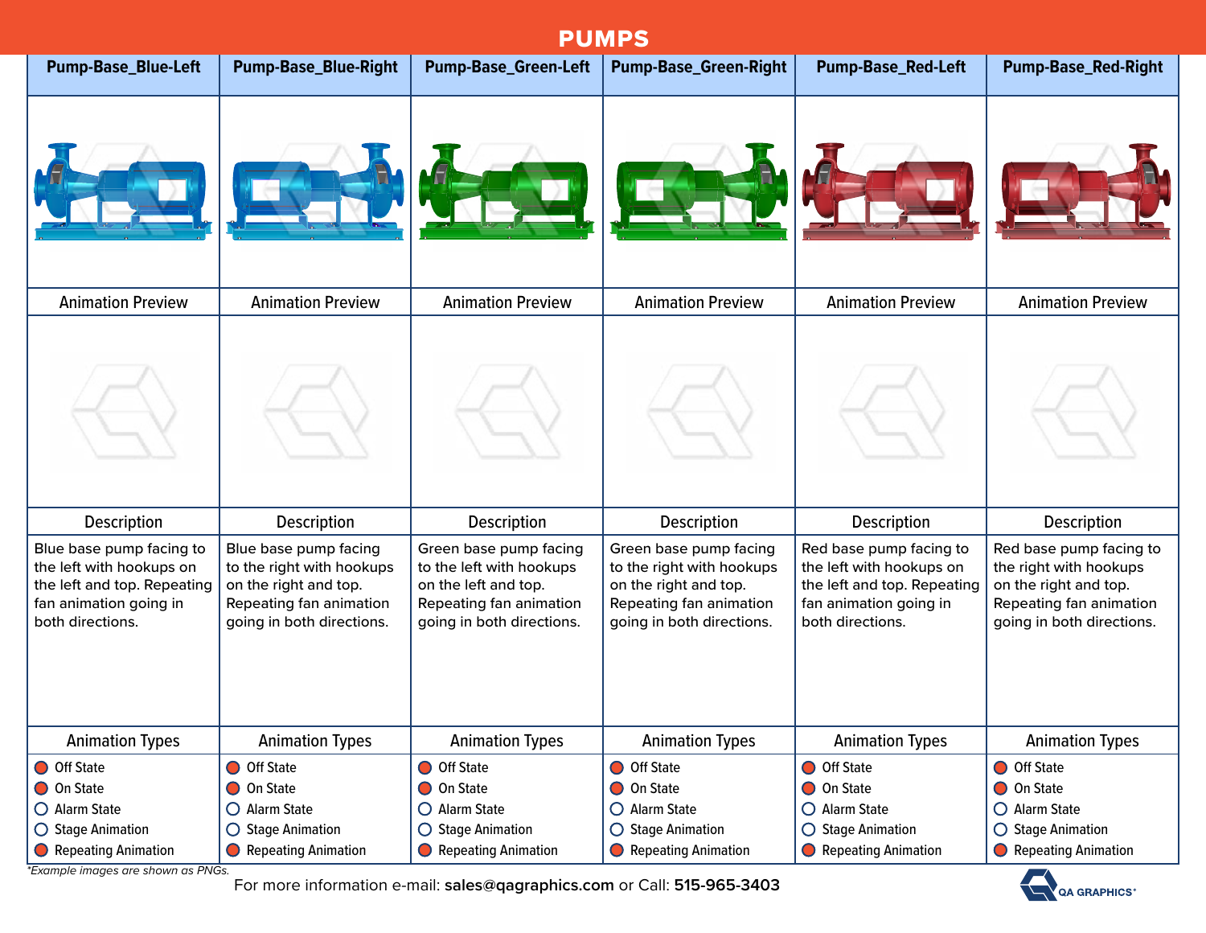# PUMPS

| Pump-Base_Blue-Left | Pump-Base_Blue-Right | Pump-Base_Green-Left | Pump-Base_Green-Right | Pump-Base_Red-Left | Pump-Base_Red-Right |
|---|---|---|---|---|---|
| | | | | | |
| Animation Preview | Animation Preview | Animation Preview | Animation Preview | Animation Preview | Animation Preview |
| | | | | | |
| Description | Description | Description | Description | Description | Description |
| Blue base pump facing to the left with hookups on the left and top. Repeating fan animation going in both directions. | Blue base pump facing to the right with hookups on the right and top. Repeating fan animation going in both directions. | Green base pump facing to the left with hookups on the left and top. Repeating fan animation going in both directions. | Green base pump facing to the right with hookups on the right and top. Repeating fan animation going in both directions. | Red base pump facing to the left with hookups on the left and top. Repeating fan animation going in both directions. | Red base pump facing to the right with hookups on the right and top. Repeating fan animation going in both directions. |
| Animation Types | Animation Types | Animation Types | Animation Types | Animation Types | Animation Types |
| ● Off State<br>● On State<br>○ Alarm State<br>○ Stage Animation<br>● Repeating Animation | ● Off State<br>● On State<br>○ Alarm State<br>○ Stage Animation<br>● Repeating Animation | ● Off State<br>● On State<br>○ Alarm State<br>○ Stage Animation<br>● Repeating Animation | ● Off State<br>● On State<br>○ Alarm State<br>○ Stage Animation<br>● Repeating Animation | ● Off State<br>● On State<br>○ Alarm State<br>○ Stage Animation<br>● Repeating Animation | ● Off State<br>● On State<br>○ Alarm State<br>○ Stage Animation<br>● Repeating Animation |

*\*Example images are shown as PNGs.*

For more information e-mail: **sales@qagraphics.com** or Call: **515-965-3403**

QA GRAPHICS®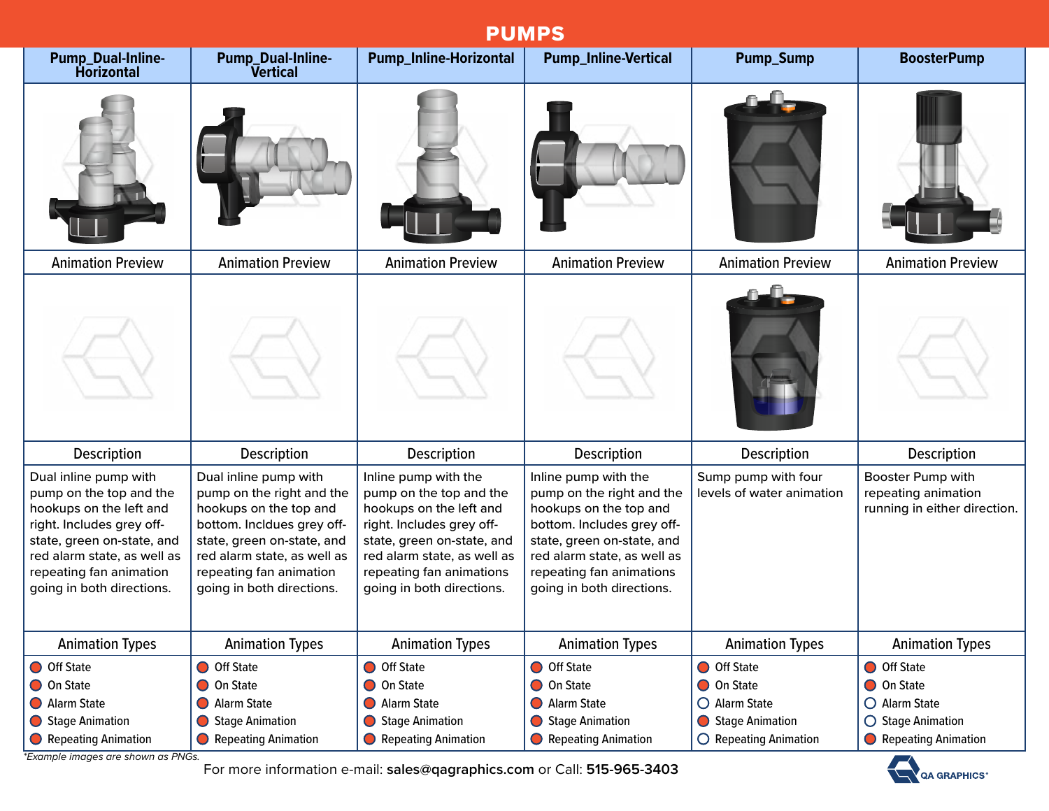# PUMPS

| Pump_Dual-Inline-Horizontal | Pump_Dual-Inline-Vertical | Pump_Inline-Horizontal | Pump_Inline-Vertical | Pump_Sump | BoosterPump |
|---|---|---|---|---|---|
| | | | | | |
| Animation Preview | Animation Preview | Animation Preview | Animation Preview | Animation Preview | Animation Preview |
| | | | | | |
| Description | Description | Description | Description | Description | Description |
| Dual inline pump with pump on the top and the hookups on the left and right. Includes grey off-state, green on-state, and red alarm state, as well as repeating fan animation going in both directions. | Dual inline pump with pump on the right and the hookups on the top and bottom. Incldues grey off-state, green on-state, and red alarm state, as well as repeating fan animation going in both directions. | Inline pump with the pump on the top and the hookups on the left and right. Includes grey off-state, green on-state, and red alarm state, as well as repeating fan animations going in both directions. | Inline pump with the pump on the right and the hookups on the top and bottom. Includes grey off-state, green on-state, and red alarm state, as well as repeating fan animations going in both directions. | Sump pump with four levels of water animation | Booster Pump with repeating animation running in either direction. |
| Animation Types | Animation Types | Animation Types | Animation Types | Animation Types | Animation Types |
| ● Off State<br>● On State<br>● Alarm State<br>● Stage Animation<br>● Repeating Animation | ● Off State<br>● On State<br>● Alarm State<br>● Stage Animation<br>● Repeating Animation | ● Off State<br>● On State<br>● Alarm State<br>● Stage Animation<br>● Repeating Animation | ● Off State<br>● On State<br>● Alarm State<br>● Stage Animation<br>● Repeating Animation | ● Off State<br>● On State<br>○ Alarm State<br>● Stage Animation<br>○ Repeating Animation | ● Off State<br>● On State<br>○ Alarm State<br>○ Stage Animation<br>● Repeating Animation |

*\*Example images are shown as PNGs.*

For more information e-mail: **sales@qagraphics.com** or Call: **515-965-3403**

QA GRAPHICS®